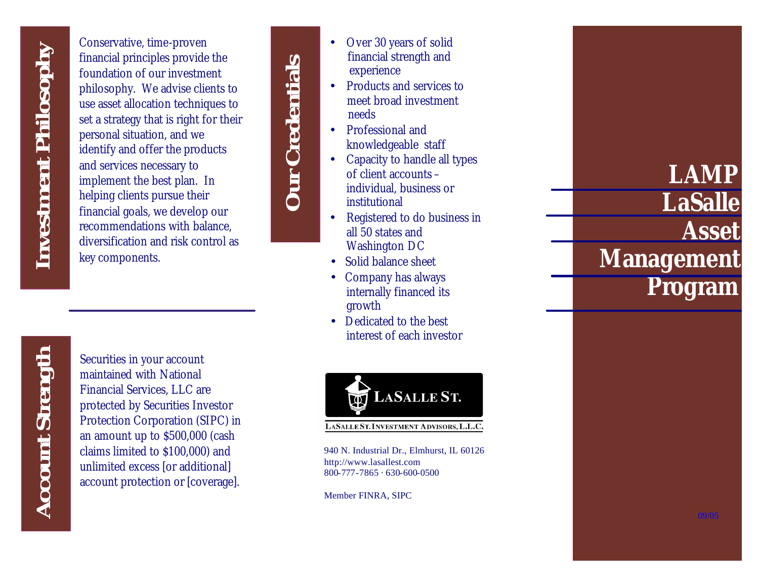## Investment Philosophy

Conservative, time-proven financial principles provide the foundation of our investment philosophy. We advise clients to use asset allocation techniques to set a strategy that is right for their personal situation, and we identify and offer the products and services necessary to implement the best plan. In helping clients pursue their financial goals, we develop our recommendations with balance, diversification and risk control as key components.

## Account Strength

Securities in your account maintained with National Financial Services, LLC are protected by Securities Investor Protection Corporation (SIPC) in an amount up to $500,000 (cash claims limited to $100,000) and unlimited excess [or additional] account protection or [coverage].

## Our Credentials

- Over 30 years of solid financial strength and experience
- Products and services to meet broad investment needs
- Professional and knowledgeable staff
- Capacity to handle all types of client accounts – individual, business or institutional
- Registered to do business in all 50 states and Washington DC
- Solid balance sheet
- Company has always internally financed its growth
- Dedicated to the best interest of each investor

LASALLE ST.

LASALLE ST. INVESTMENT ADVISORS, L.L.C.

940 N. Industrial Dr., Elmhurst, IL 60126
http://www.lasallest.com
800-777-7865 · 630-600-0500

Member FINRA, SIPC

# LAMP
# LaSalle Asset Management Program

09/05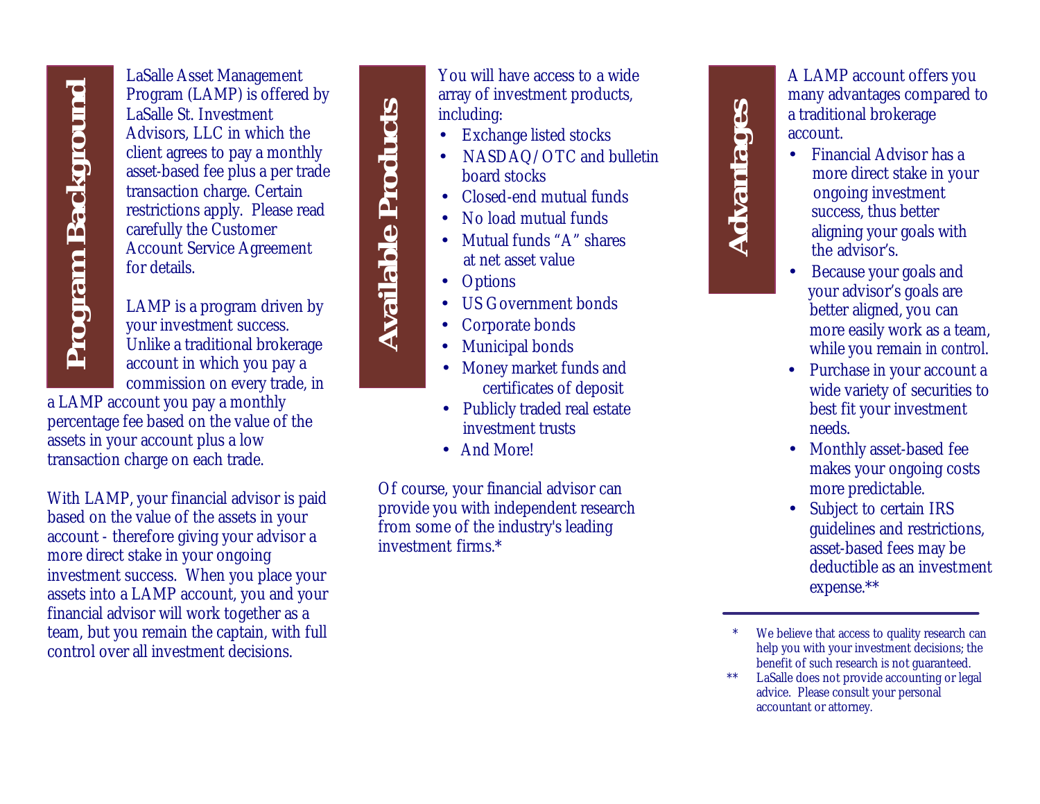## Program Background

LaSalle Asset Management Program (LAMP) is offered by LaSalle St. Investment Advisors, LLC in which the client agrees to pay a monthly asset-based fee plus a per trade transaction charge. Certain restrictions apply. Please read carefully the Customer Account Service Agreement for details.

LAMP is a program driven by your investment success. Unlike a traditional brokerage account in which you pay a commission on every trade, in a LAMP account you pay a monthly percentage fee based on the value of the assets in your account plus a low transaction charge on each trade.

With LAMP, your financial advisor is paid based on the value of the assets in your account - therefore giving your advisor a more direct stake in your ongoing investment success. When you place your assets into a LAMP account, you and your financial advisor will work together as a team, but you remain the captain, with full control over all investment decisions.

## Available Products

You will have access to a wide array of investment products, including:

- Exchange listed stocks
- NASDAQ/OTC and bulletin board stocks
- Closed-end mutual funds
- No load mutual funds
- Mutual funds "A" shares at net asset value
- Options
- US Government bonds
- Corporate bonds
- Municipal bonds
- Money market funds and certificates of deposit
- Publicly traded real estate investment trusts
- And More!

Of course, your financial advisor can provide you with independent research from some of the industry's leading investment firms.*

## Advantages

A LAMP account offers you many advantages compared to a traditional brokerage account.

- Financial Advisor has a more direct stake in your ongoing investment success, thus better aligning your goals with the advisor's.
- Because your goals and your advisor's goals are better aligned, you can more easily work as a team, while you remain in control.
- Purchase in your account a wide variety of securities to best fit your investment needs.
- Monthly asset-based fee makes your ongoing costs more predictable.
- Subject to certain IRS guidelines and restrictions, asset-based fees may be deductible as an investment expense.**

---

\* We believe that access to quality research can help you with your investment decisions; the benefit of such research is not guaranteed.

** LaSalle does not provide accounting or legal advice. Please consult your personal accountant or attorney.